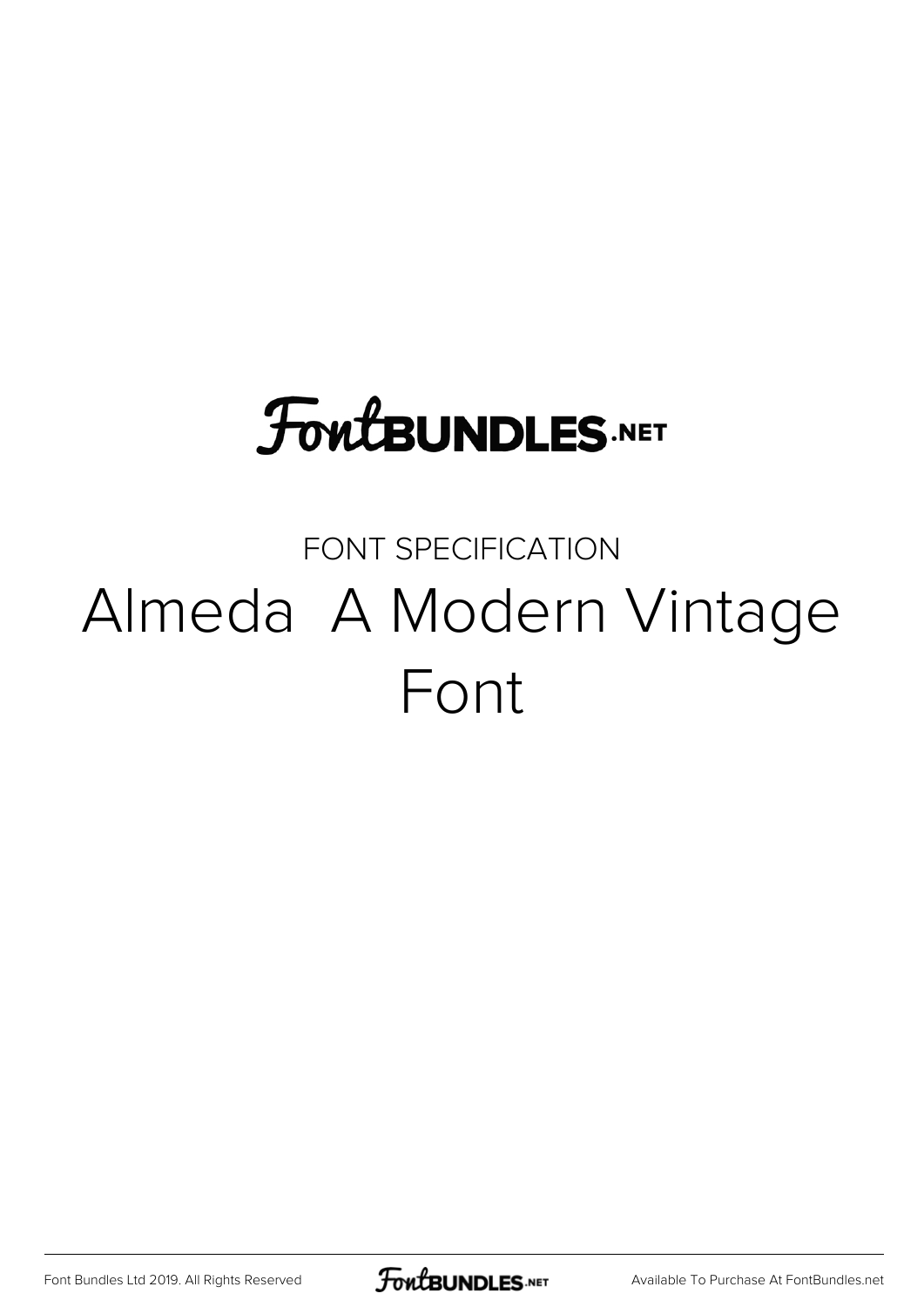FontBUNDLES.NET

FONT SPECIFICATION

# Almeda  A Modern Vintage Font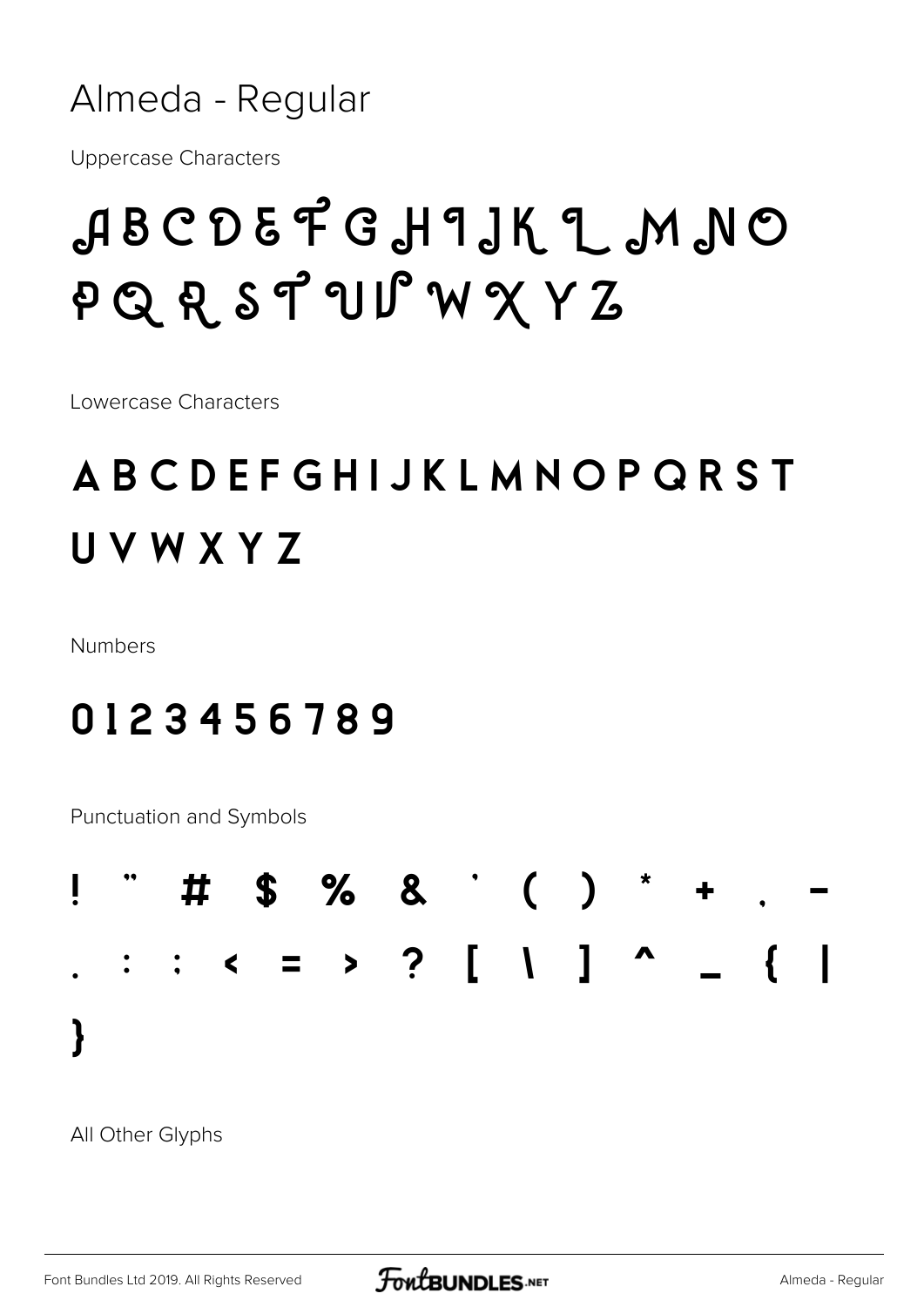# Almeda - Regular

Uppercase Characters

## A B C D E F G H I J K L M N O P Q R S T U V W X Y Z

Lowercase Characters

## A B C D E F G H I J K L M N O P Q R S T U V W X Y Z

Numbers

## 0 1 2 3 4 5 6 7 8 9

Punctuation and Symbols

## ! " # $ % & ' ( ) * + , - . : ; < = > ? [ \ ] ^ _ { | }

All Other Glyphs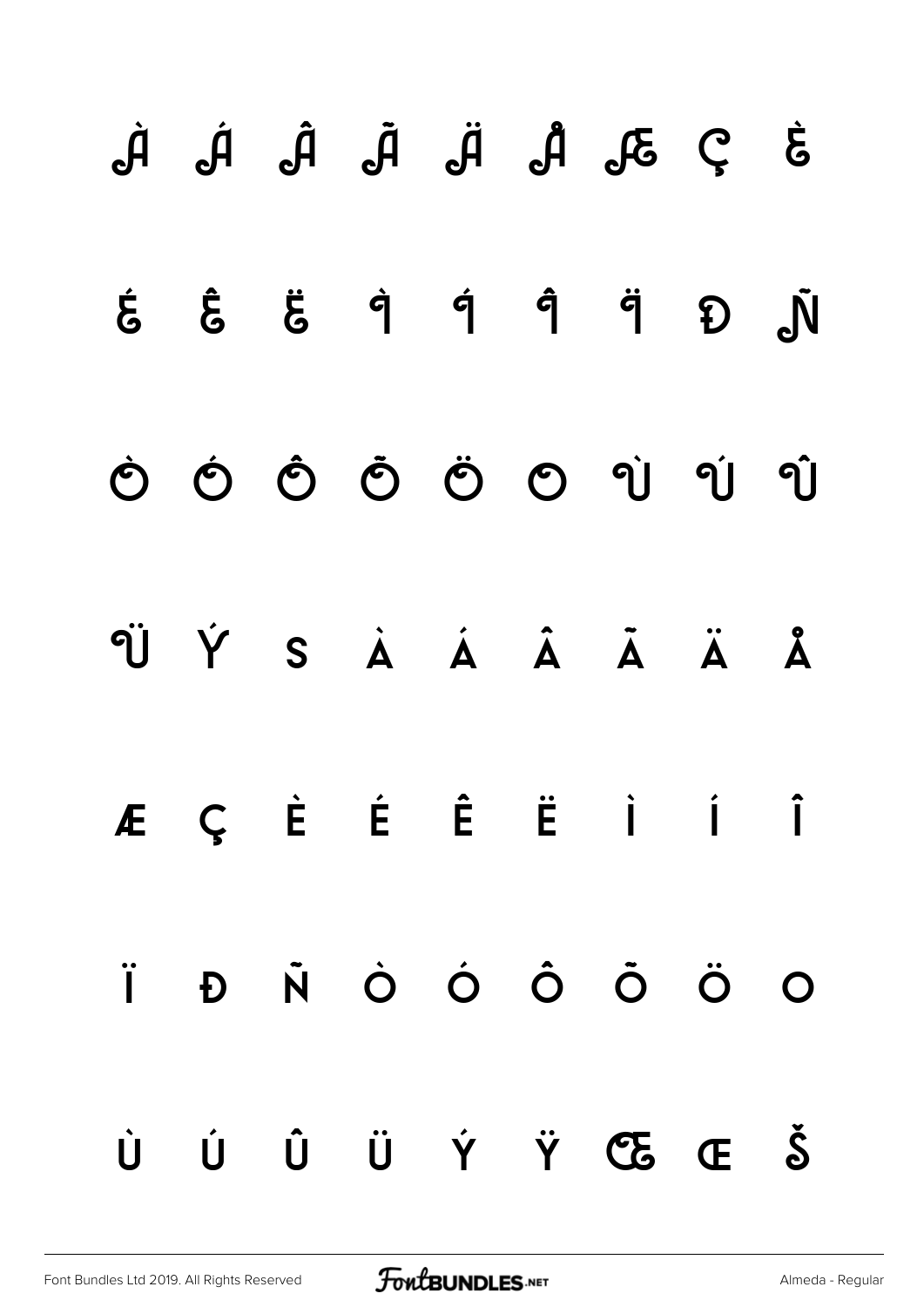À Á Â Ã Ä Å Æ Ç È

É Ê Ë Ì Í Î Ï Ð Ñ

Ò Ó Ô Õ Ö Ø Ù Ú Û

Ü Ý ß à á â ã ä å

æ ç è é ê ë ì í î

ï ð ñ ò ó ô õ ö ø

ù ú û ü ý ÿ Œ œ Š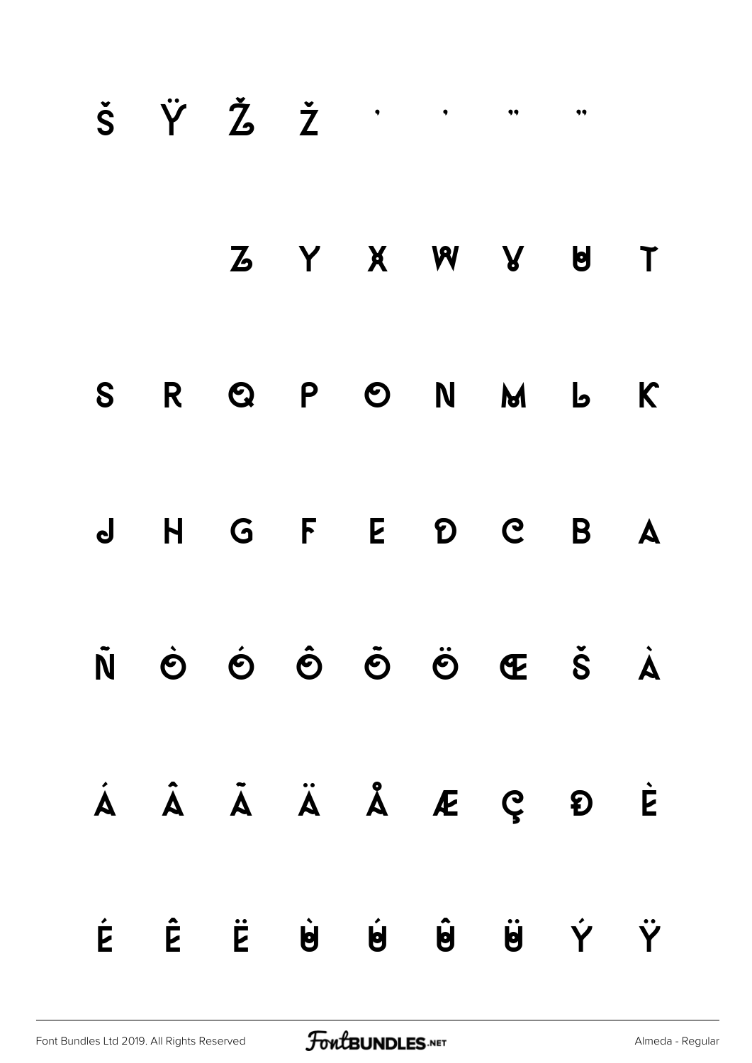š Ÿ Ž ž ' ' " "

Z Y X W V U T

S R Q P O N M L K

J H G F E D C B A

Ñ Ò Ó Ô Õ Ö Œ Š À

Á Â Ã Ä Å Æ Ç Ð È

É Ê Ë Ù Ú Û Ü Ý Ÿ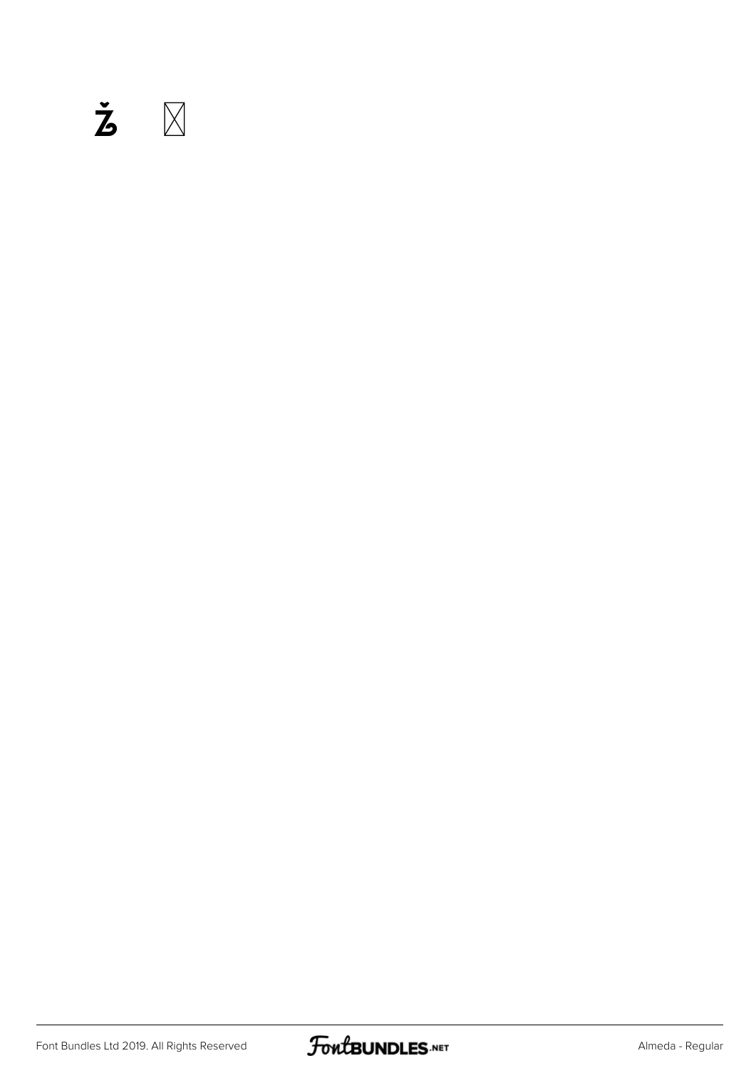ž ▯